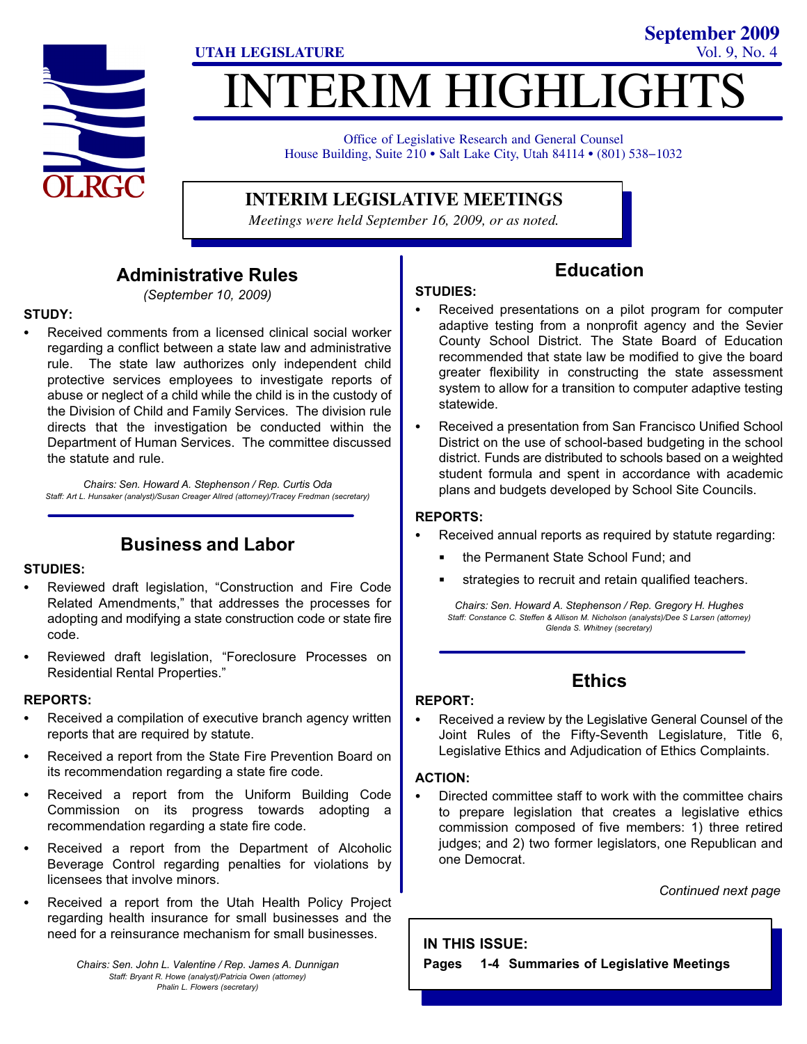# INTERIM HIGHLIGHTS

UTAH LEGISLATURE

September 2009

Vol. 9, No. 4

Office of Legislative Research and General Counsel
House Building, Suite 210 • Salt Lake City, Utah 84114 • (801) 538−1032

## INTERIM LEGISLATIVE MEETINGS

*Meetings were held September 16, 2009, or as noted.*

## Administrative Rules

*(September 10, 2009)*

**STUDY:**

- Received comments from a licensed clinical social worker regarding a conflict between a state law and administrative rule. The state law authorizes only independent child protective services employees to investigate reports of abuse or neglect of a child while the child is in the custody of the Division of Child and Family Services. The division rule directs that the investigation be conducted within the Department of Human Services. The committee discussed the statute and rule.

*Chairs: Sen. Howard A. Stephenson / Rep. Curtis Oda*
*Staff: Art L. Hunsaker (analyst)/Susan Creager Allred (attorney)/Tracey Fredman (secretary)*

## Business and Labor

**STUDIES:**

- Reviewed draft legislation, "Construction and Fire Code Related Amendments," that addresses the processes for adopting and modifying a state construction code or state fire code.
- Reviewed draft legislation, "Foreclosure Processes on Residential Rental Properties."

**REPORTS:**

- Received a compilation of executive branch agency written reports that are required by statute.
- Received a report from the State Fire Prevention Board on its recommendation regarding a state fire code.
- Received a report from the Uniform Building Code Commission on its progress towards adopting a recommendation regarding a state fire code.
- Received a report from the Department of Alcoholic Beverage Control regarding penalties for violations by licensees that involve minors.
- Received a report from the Utah Health Policy Project regarding health insurance for small businesses and the need for a reinsurance mechanism for small businesses.

*Chairs: Sen. John L. Valentine / Rep. James A. Dunnigan*
*Staff: Bryant R. Howe (analyst)/Patricia Owen (attorney)*
*Phalin L. Flowers (secretary)*

## Education

**STUDIES:**

- Received presentations on a pilot program for computer adaptive testing from a nonprofit agency and the Sevier County School District. The State Board of Education recommended that state law be modified to give the board greater flexibility in constructing the state assessment system to allow for a transition to computer adaptive testing statewide.
- Received a presentation from San Francisco Unified School District on the use of school-based budgeting in the school district. Funds are distributed to schools based on a weighted student formula and spent in accordance with academic plans and budgets developed by School Site Councils.

**REPORTS:**

- Received annual reports as required by statute regarding:
  - the Permanent State School Fund; and
  - strategies to recruit and retain qualified teachers.

*Chairs: Sen. Howard A. Stephenson / Rep. Gregory H. Hughes*
*Staff: Constance C. Steffen & Allison M. Nicholson (analysts)/Dee S Larsen (attorney)*
*Glenda S. Whitney (secretary)*

## Ethics

**REPORT:**

- Received a review by the Legislative General Counsel of the Joint Rules of the Fifty-Seventh Legislature, Title 6, Legislative Ethics and Adjudication of Ethics Complaints.

**ACTION:**

- Directed committee staff to work with the committee chairs to prepare legislation that creates a legislative ethics commission composed of five members: 1) three retired judges; and 2) two former legislators, one Republican and one Democrat.

*Continued next page*

**IN THIS ISSUE:**

**Pages 1-4 Summaries of Legislative Meetings**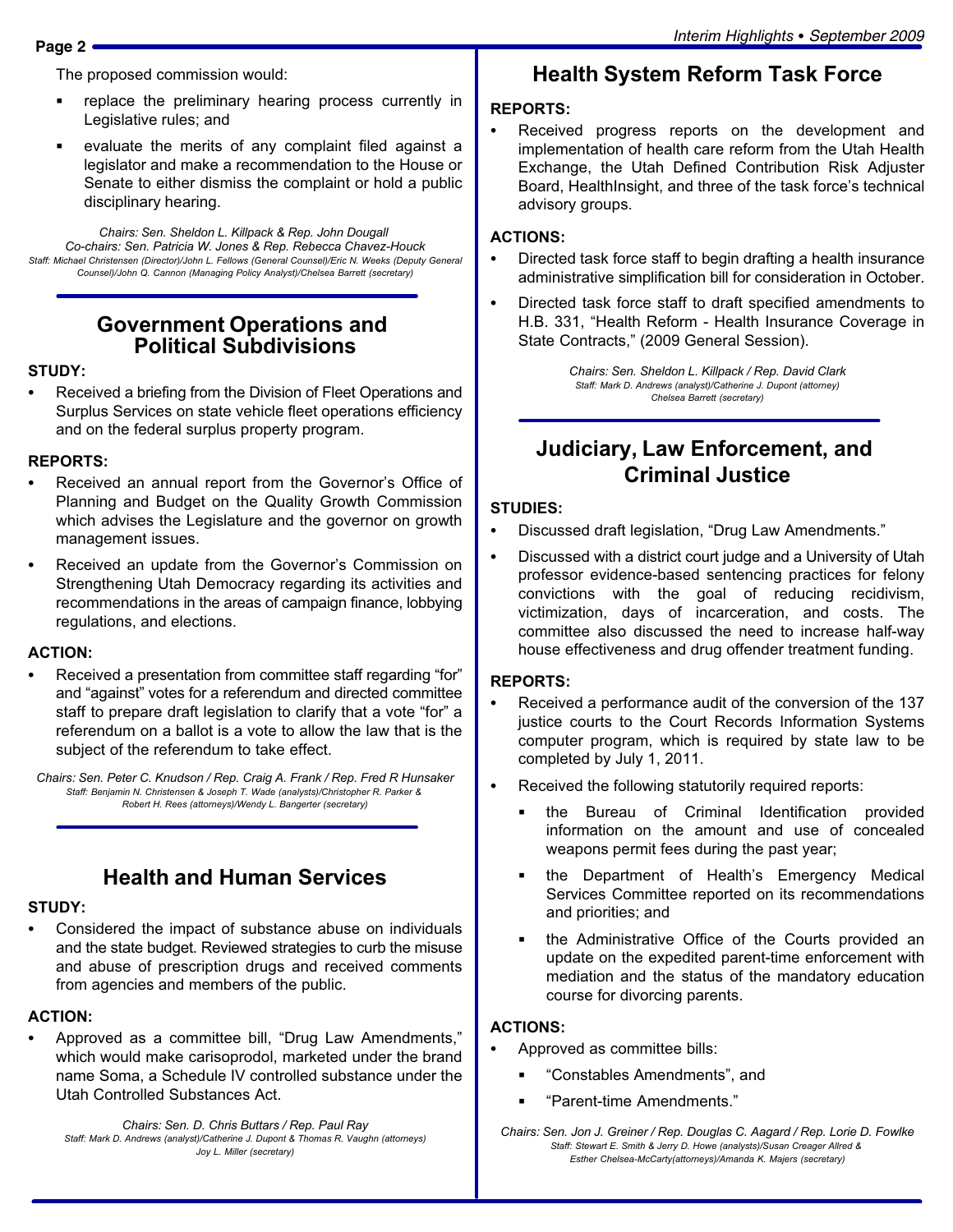The proposed commission would:

- replace the preliminary hearing process currently in Legislative rules; and
- evaluate the merits of any complaint filed against a legislator and make a recommendation to the House or Senate to either dismiss the complaint or hold a public disciplinary hearing.

*Chairs: Sen. Sheldon L. Killpack & Rep. John Dougall*
*Co-chairs: Sen. Patricia W. Jones & Rep. Rebecca Chavez-Houck*
*Staff: Michael Christensen (Director)/John L. Fellows (General Counsel)/Eric N. Weeks (Deputy General Counsel)/John Q. Cannon (Managing Policy Analyst)/Chelsea Barrett (secretary)*

## Government Operations and Political Subdivisions

**STUDY:**

- Received a briefing from the Division of Fleet Operations and Surplus Services on state vehicle fleet operations efficiency and on the federal surplus property program.

**REPORTS:**

- Received an annual report from the Governor's Office of Planning and Budget on the Quality Growth Commission which advises the Legislature and the governor on growth management issues.
- Received an update from the Governor's Commission on Strengthening Utah Democracy regarding its activities and recommendations in the areas of campaign finance, lobbying regulations, and elections.

**ACTION:**

- Received a presentation from committee staff regarding "for" and "against" votes for a referendum and directed committee staff to prepare draft legislation to clarify that a vote "for" a referendum on a ballot is a vote to allow the law that is the subject of the referendum to take effect.

*Chairs: Sen. Peter C. Knudson / Rep. Craig A. Frank / Rep. Fred R Hunsaker*
*Staff: Benjamin N. Christensen & Joseph T. Wade (analysts)/Christopher R. Parker & Robert H. Rees (attorneys)/Wendy L. Bangerter (secretary)*

## Health and Human Services

**STUDY:**

- Considered the impact of substance abuse on individuals and the state budget. Reviewed strategies to curb the misuse and abuse of prescription drugs and received comments from agencies and members of the public.

**ACTION:**

- Approved as a committee bill, "Drug Law Amendments," which would make carisoprodol, marketed under the brand name Soma, a Schedule IV controlled substance under the Utah Controlled Substances Act.

*Chairs: Sen. D. Chris Buttars / Rep. Paul Ray*
*Staff: Mark D. Andrews (analyst)/Catherine J. Dupont & Thomas R. Vaughn (attorneys) Joy L. Miller (secretary)*

## Health System Reform Task Force

**REPORTS:**

- Received progress reports on the development and implementation of health care reform from the Utah Health Exchange, the Utah Defined Contribution Risk Adjuster Board, HealthInsight, and three of the task force's technical advisory groups.

**ACTIONS:**

- Directed task force staff to begin drafting a health insurance administrative simplification bill for consideration in October.
- Directed task force staff to draft specified amendments to H.B. 331, "Health Reform - Health Insurance Coverage in State Contracts," (2009 General Session).

*Chairs: Sen. Sheldon L. Killpack / Rep. David Clark*
*Staff: Mark D. Andrews (analyst)/Catherine J. Dupont (attorney) Chelsea Barrett (secretary)*

## Judiciary, Law Enforcement, and Criminal Justice

**STUDIES:**

- Discussed draft legislation, "Drug Law Amendments."
- Discussed with a district court judge and a University of Utah professor evidence-based sentencing practices for felony convictions with the goal of reducing recidivism, victimization, days of incarceration, and costs. The committee also discussed the need to increase half-way house effectiveness and drug offender treatment funding.

**REPORTS:**

- Received a performance audit of the conversion of the 137 justice courts to the Court Records Information Systems computer program, which is required by state law to be completed by July 1, 2011.
- Received the following statutorily required reports:
  - the Bureau of Criminal Identification provided information on the amount and use of concealed weapons permit fees during the past year;
  - the Department of Health's Emergency Medical Services Committee reported on its recommendations and priorities; and
  - the Administrative Office of the Courts provided an update on the expedited parent-time enforcement with mediation and the status of the mandatory education course for divorcing parents.

**ACTIONS:**

- Approved as committee bills:
  - "Constables Amendments", and
  - "Parent-time Amendments."

*Chairs: Sen. Jon J. Greiner / Rep. Douglas C. Aagard / Rep. Lorie D. Fowlke*
*Staff: Stewart E. Smith & Jerry D. Howe (analysts)/Susan Creager Allred & Esther Chelsea-McCarty(attorneys)/Amanda K. Majers (secretary)*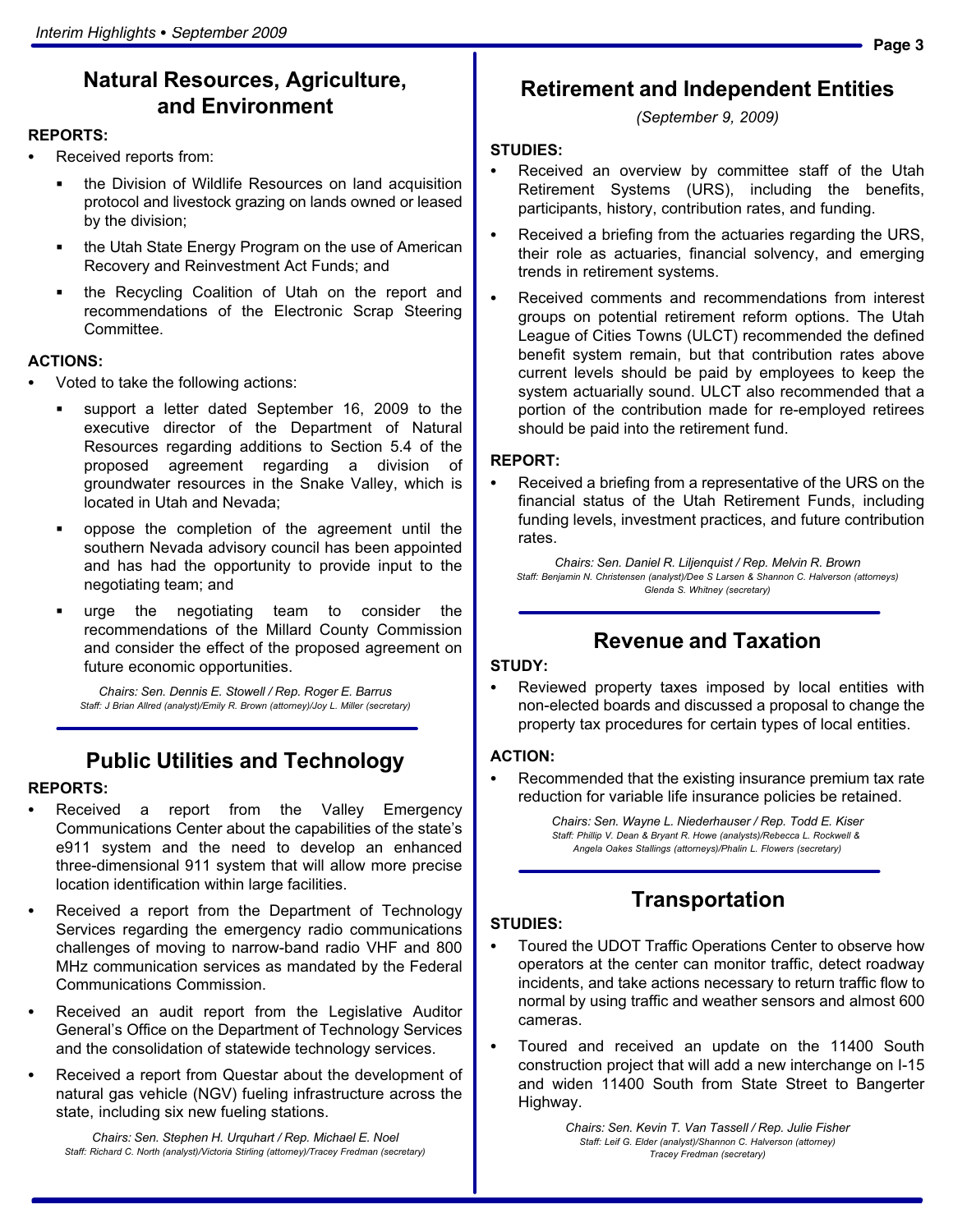## Natural Resources, Agriculture, and Environment

**REPORTS:**

- Received reports from:
  - the Division of Wildlife Resources on land acquisition protocol and livestock grazing on lands owned or leased by the division;
  - the Utah State Energy Program on the use of American Recovery and Reinvestment Act Funds; and
  - the Recycling Coalition of Utah on the report and recommendations of the Electronic Scrap Steering Committee.

**ACTIONS:**

- Voted to take the following actions:
  - support a letter dated September 16, 2009 to the executive director of the Department of Natural Resources regarding additions to Section 5.4 of the proposed agreement regarding a division of groundwater resources in the Snake Valley, which is located in Utah and Nevada;
  - oppose the completion of the agreement until the southern Nevada advisory council has been appointed and has had the opportunity to provide input to the negotiating team; and
  - urge the negotiating team to consider the recommendations of the Millard County Commission and consider the effect of the proposed agreement on future economic opportunities.

*Chairs: Sen. Dennis E. Stowell / Rep. Roger E. Barrus*
*Staff: J Brian Allred (analyst)/Emily R. Brown (attorney)/Joy L. Miller (secretary)*

## Public Utilities and Technology

**REPORTS:**

- Received a report from the Valley Emergency Communications Center about the capabilities of the state's e911 system and the need to develop an enhanced three-dimensional 911 system that will allow more precise location identification within large facilities.
- Received a report from the Department of Technology Services regarding the emergency radio communications challenges of moving to narrow-band radio VHF and 800 MHz communication services as mandated by the Federal Communications Commission.
- Received an audit report from the Legislative Auditor General's Office on the Department of Technology Services and the consolidation of statewide technology services.
- Received a report from Questar about the development of natural gas vehicle (NGV) fueling infrastructure across the state, including six new fueling stations.

*Chairs: Sen. Stephen H. Urquhart / Rep. Michael E. Noel*
*Staff: Richard C. North (analyst)/Victoria Stirling (attorney)/Tracey Fredman (secretary)*

## Retirement and Independent Entities

*(September 9, 2009)*

**STUDIES:**

- Received an overview by committee staff of the Utah Retirement Systems (URS), including the benefits, participants, history, contribution rates, and funding.
- Received a briefing from the actuaries regarding the URS, their role as actuaries, financial solvency, and emerging trends in retirement systems.
- Received comments and recommendations from interest groups on potential retirement reform options. The Utah League of Cities Towns (ULCT) recommended the defined benefit system remain, but that contribution rates above current levels should be paid by employees to keep the system actuarially sound. ULCT also recommended that a portion of the contribution made for re-employed retirees should be paid into the retirement fund.

**REPORT:**

- Received a briefing from a representative of the URS on the financial status of the Utah Retirement Funds, including funding levels, investment practices, and future contribution rates.

*Chairs: Sen. Daniel R. Liljenquist / Rep. Melvin R. Brown*
*Staff: Benjamin N. Christensen (analyst)/Dee S Larsen & Shannon C. Halverson (attorneys)/Glenda S. Whitney (secretary)*

## Revenue and Taxation

**STUDY:**

- Reviewed property taxes imposed by local entities with non-elected boards and discussed a proposal to change the property tax procedures for certain types of local entities.

**ACTION:**

- Recommended that the existing insurance premium tax rate reduction for variable life insurance policies be retained.

*Chairs: Sen. Wayne L. Niederhauser / Rep. Todd E. Kiser*
*Staff: Phillip V. Dean & Bryant R. Howe (analysts)/Rebecca L. Rockwell & Angela Oakes Stallings (attorneys)/Phalin L. Flowers (secretary)*

## Transportation

**STUDIES:**

- Toured the UDOT Traffic Operations Center to observe how operators at the center can monitor traffic, detect roadway incidents, and take actions necessary to return traffic flow to normal by using traffic and weather sensors and almost 600 cameras.
- Toured and received an update on the 11400 South construction project that will add a new interchange on I-15 and widen 11400 South from State Street to Bangerter Highway.

*Chairs: Sen. Kevin T. Van Tassell / Rep. Julie Fisher*
*Staff: Leif G. Elder (analyst)/Shannon C. Halverson (attorney)/Tracey Fredman (secretary)*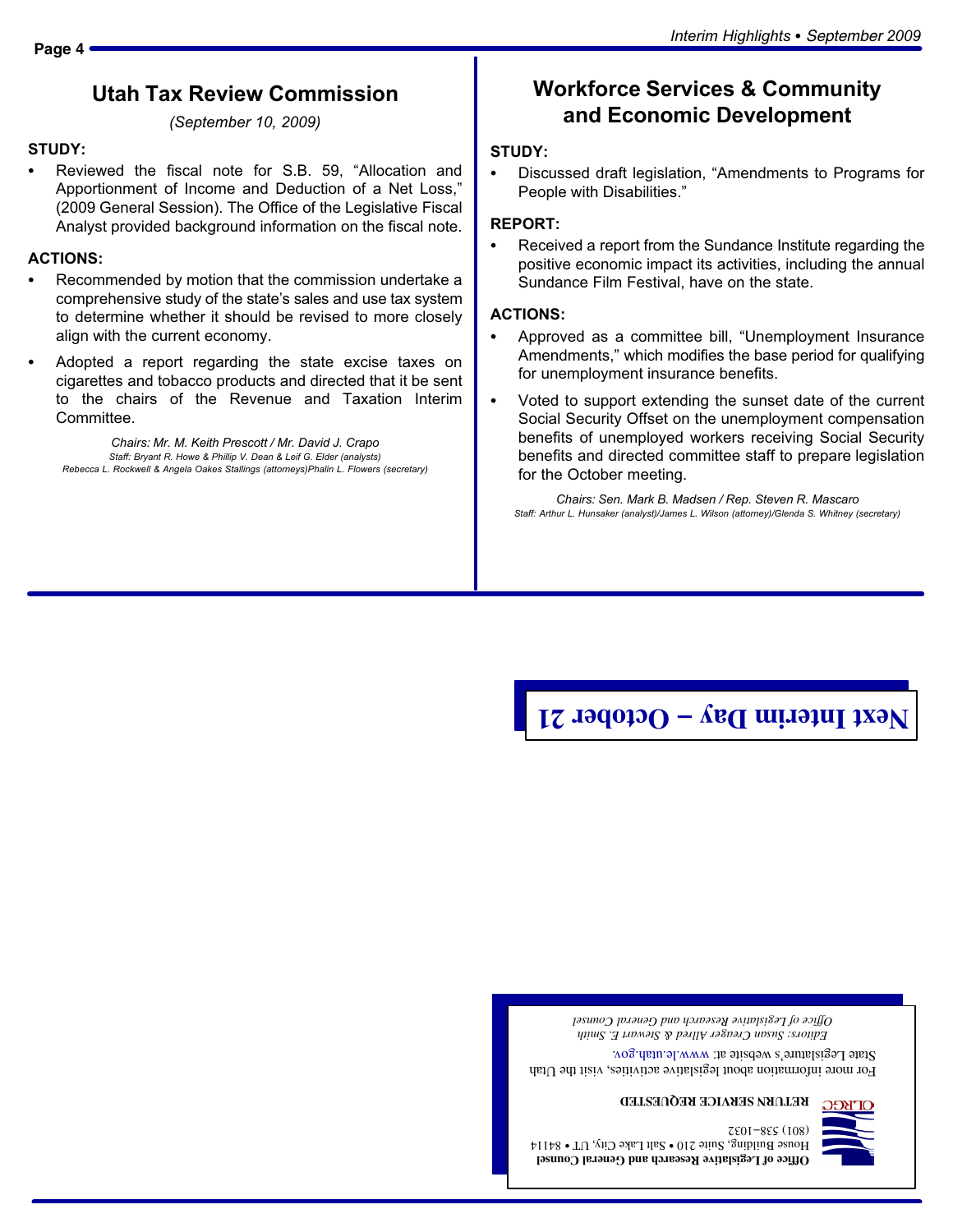## Utah Tax Review Commission

*(September 10, 2009)*

**STUDY:**

- Reviewed the fiscal note for S.B. 59, "Allocation and Apportionment of Income and Deduction of a Net Loss," (2009 General Session). The Office of the Legislative Fiscal Analyst provided background information on the fiscal note.

**ACTIONS:**

- Recommended by motion that the commission undertake a comprehensive study of the state's sales and use tax system to determine whether it should be revised to more closely align with the current economy.
- Adopted a report regarding the state excise taxes on cigarettes and tobacco products and directed that it be sent to the chairs of the Revenue and Taxation Interim Committee.

*Chairs: Mr. M. Keith Prescott / Mr. David J. Crapo*
*Staff: Bryant R. Howe & Phillip V. Dean & Leif G. Elder (analysts)*
*Rebecca L. Rockwell & Angela Oakes Stallings (attorneys)Phalin L. Flowers (secretary)*

## Workforce Services & Community and Economic Development

**STUDY:**

- Discussed draft legislation, "Amendments to Programs for People with Disabilities."

**REPORT:**

- Received a report from the Sundance Institute regarding the positive economic impact its activities, including the annual Sundance Film Festival, have on the state.

**ACTIONS:**

- Approved as a committee bill, "Unemployment Insurance Amendments," which modifies the base period for qualifying for unemployment insurance benefits.
- Voted to support extending the sunset date of the current Social Security Offset on the unemployment compensation benefits of unemployed workers receiving Social Security benefits and directed committee staff to prepare legislation for the October meeting.

*Chairs: Sen. Mark B. Madsen / Rep. Steven R. Mascaro*
*Staff: Arthur L. Hunsaker (analyst)/James L. Wilson (attorney)/Glenda S. Whitney (secretary)*

**Next Interim Day – October 21**

**Office of Legislative Research and General Counsel**
House Building, Suite 210 • Salt Lake City, UT • 84114
(801) 538-1032

OLRGC

**RETURN SERVICE REQUESTED**

For more information about legislative activities, visit the Utah State Legislature's website at: www.le.utah.gov.

*Editors: Susan Creager Allred & Stewart E. Smith*
*Office of Legislative Research and General Counsel*